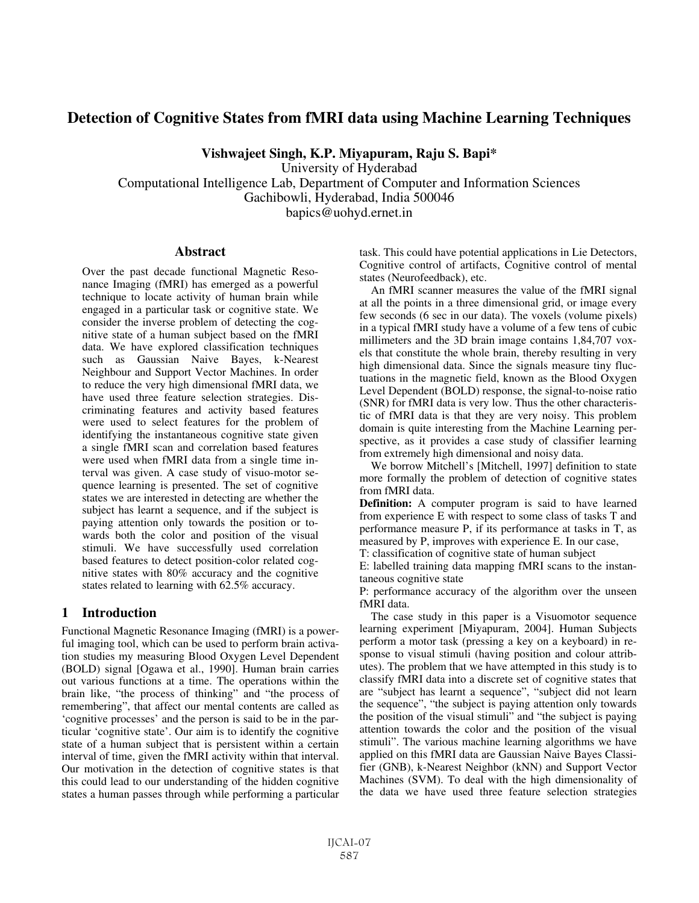# Detection of Cognitive States from fMRI data using Machine Learning Techniques

**Vishwajeet Singh, K.P. Miyapuram, Raju S. Bapi***
University of Hyderabad
Computational Intelligence Lab, Department of Computer and Information Sciences
Gachibowli, Hyderabad, India 500046
bapics@uohyd.ernet.in

## Abstract

Over the past decade functional Magnetic Resonance Imaging (fMRI) has emerged as a powerful technique to locate activity of human brain while engaged in a particular task or cognitive state. We consider the inverse problem of detecting the cognitive state of a human subject based on the fMRI data. We have explored classification techniques such as Gaussian Naive Bayes, k-Nearest Neighbour and Support Vector Machines. In order to reduce the very high dimensional fMRI data, we have used three feature selection strategies. Discriminating features and activity based features were used to select features for the problem of identifying the instantaneous cognitive state given a single fMRI scan and correlation based features were used when fMRI data from a single time interval was given. A case study of visuo-motor sequence learning is presented. The set of cognitive states we are interested in detecting are whether the subject has learnt a sequence, and if the subject is paying attention only towards the position or towards both the color and position of the visual stimuli. We have successfully used correlation based features to detect position-color related cognitive states with 80% accuracy and the cognitive states related to learning with 62.5% accuracy.

## 1 Introduction

Functional Magnetic Resonance Imaging (fMRI) is a powerful imaging tool, which can be used to perform brain activation studies my measuring Blood Oxygen Level Dependent (BOLD) signal [Ogawa et al., 1990]. Human brain carries out various functions at a time. The operations within the brain like, "the process of thinking" and "the process of remembering", that affect our mental contents are called as 'cognitive processes' and the person is said to be in the particular 'cognitive state'. Our aim is to identify the cognitive state of a human subject that is persistent within a certain interval of time, given the fMRI activity within that interval. Our motivation in the detection of cognitive states is that this could lead to our understanding of the hidden cognitive states a human passes through while performing a particular task. This could have potential applications in Lie Detectors, Cognitive control of artifacts, Cognitive control of mental states (Neurofeedback), etc.

An fMRI scanner measures the value of the fMRI signal at all the points in a three dimensional grid, or image every few seconds (6 sec in our data). The voxels (volume pixels) in a typical fMRI study have a volume of a few tens of cubic millimeters and the 3D brain image contains 1,84,707 voxels that constitute the whole brain, thereby resulting in very high dimensional data. Since the signals measure tiny fluctuations in the magnetic field, known as the Blood Oxygen Level Dependent (BOLD) response, the signal-to-noise ratio (SNR) for fMRI data is very low. Thus the other characteristic of fMRI data is that they are very noisy. This problem domain is quite interesting from the Machine Learning perspective, as it provides a case study of classifier learning from extremely high dimensional and noisy data.

We borrow Mitchell's [Mitchell, 1997] definition to state more formally the problem of detection of cognitive states from fMRI data.

**Definition:** A computer program is said to have learned from experience E with respect to some class of tasks T and performance measure P, if its performance at tasks in T, as measured by P, improves with experience E. In our case,

T: classification of cognitive state of human subject

E: labelled training data mapping fMRI scans to the instantaneous cognitive state

P: performance accuracy of the algorithm over the unseen fMRI data.

The case study in this paper is a Visuomotor sequence learning experiment [Miyapuram, 2004]. Human Subjects perform a motor task (pressing a key on a keyboard) in response to visual stimuli (having position and colour attributes). The problem that we have attempted in this study is to classify fMRI data into a discrete set of cognitive states that are "subject has learnt a sequence", "subject did not learn the sequence", "the subject is paying attention only towards the position of the visual stimuli" and "the subject is paying attention towards the color and the position of the visual stimuli". The various machine learning algorithms we have applied on this fMRI data are Gaussian Naive Bayes Classifier (GNB), k-Nearest Neighbor (kNN) and Support Vector Machines (SVM). To deal with the high dimensionality of the data we have used three feature selection strategies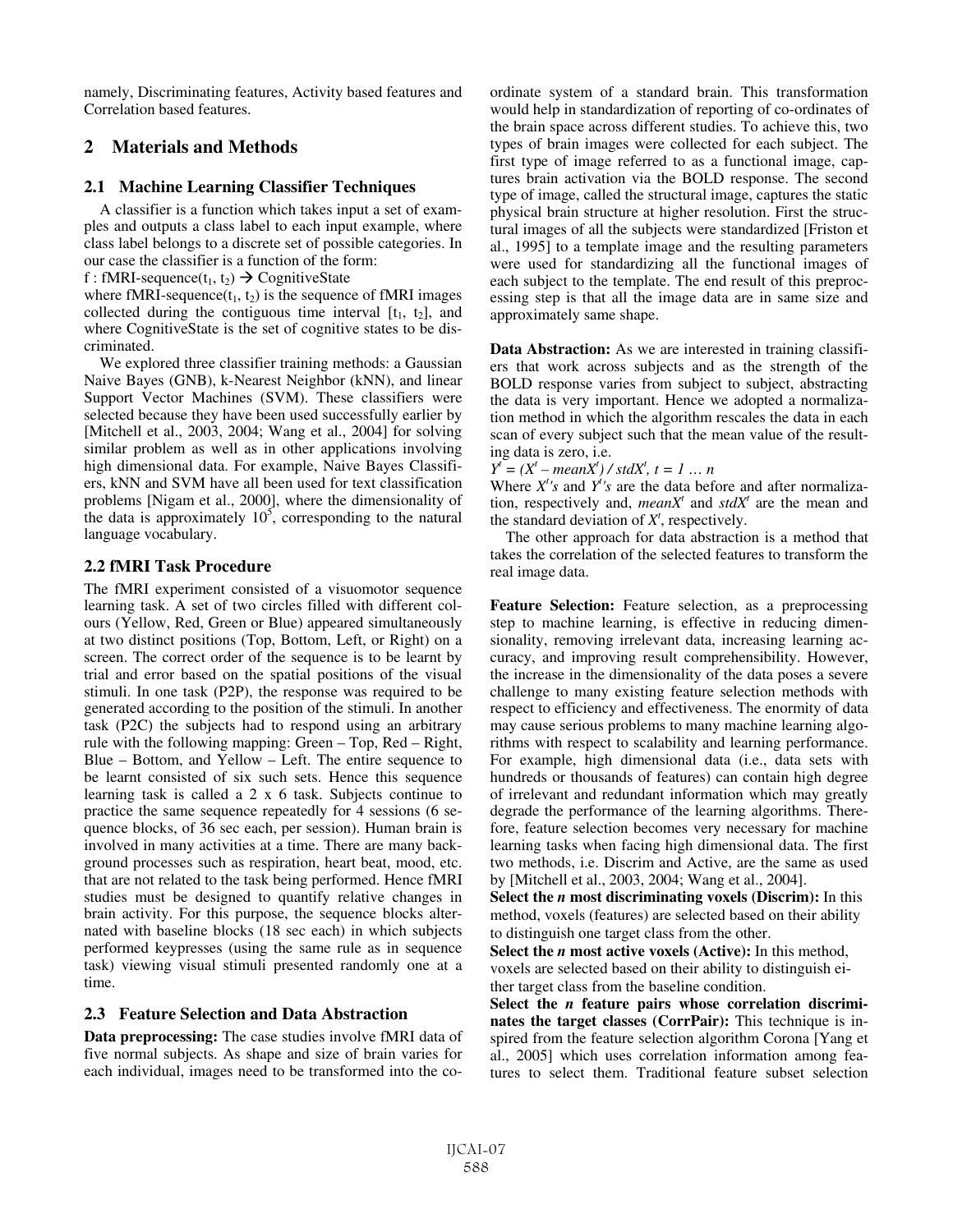namely, Discriminating features, Activity based features and Correlation based features.

## 2 Materials and Methods

### 2.1 Machine Learning Classifier Techniques

A classifier is a function which takes input a set of examples and outputs a class label to each input example, where class label belongs to a discrete set of possible categories. In our case the classifier is a function of the form:

f : fMRI-sequence($t_1$, $t_2$) → CognitiveState

where fMRI-sequence($t_1$, $t_2$) is the sequence of fMRI images collected during the contiguous time interval [$t_1$, $t_2$], and where CognitiveState is the set of cognitive states to be discriminated.

We explored three classifier training methods: a Gaussian Naive Bayes (GNB), k-Nearest Neighbor (kNN), and linear Support Vector Machines (SVM). These classifiers were selected because they have been used successfully earlier by [Mitchell et al., 2003, 2004; Wang et al., 2004] for solving similar problem as well as in other applications involving high dimensional data. For example, Naive Bayes Classifiers, kNN and SVM have all been used for text classification problems [Nigam et al., 2000], where the dimensionality of the data is approximately $10^5$, corresponding to the natural language vocabulary.

### 2.2 fMRI Task Procedure

The fMRI experiment consisted of a visuomotor sequence learning task. A set of two circles filled with different colours (Yellow, Red, Green or Blue) appeared simultaneously at two distinct positions (Top, Bottom, Left, or Right) on a screen. The correct order of the sequence is to be learnt by trial and error based on the spatial positions of the visual stimuli. In one task (P2P), the response was required to be generated according to the position of the stimuli. In another task (P2C) the subjects had to respond using an arbitrary rule with the following mapping: Green – Top, Red – Right, Blue – Bottom, and Yellow – Left. The entire sequence to be learnt consisted of six such sets. Hence this sequence learning task is called a 2 x 6 task. Subjects continue to practice the same sequence repeatedly for 4 sessions (6 sequence blocks, of 36 sec each, per session). Human brain is involved in many activities at a time. There are many background processes such as respiration, heart beat, mood, etc. that are not related to the task being performed. Hence fMRI studies must be designed to quantify relative changes in brain activity. For this purpose, the sequence blocks alternated with baseline blocks (18 sec each) in which subjects performed keypresses (using the same rule as in sequence task) viewing visual stimuli presented randomly one at a time.

### 2.3 Feature Selection and Data Abstraction

**Data preprocessing:** The case studies involve fMRI data of five normal subjects. As shape and size of brain varies for each individual, images need to be transformed into the co-ordinate system of a standard brain. This transformation would help in standardization of reporting of co-ordinates of the brain space across different studies. To achieve this, two types of brain images were collected for each subject. The first type of image referred to as a functional image, captures brain activation via the BOLD response. The second type of image, called the structural image, captures the static physical brain structure at higher resolution. First the structural images of all the subjects were standardized [Friston et al., 1995] to a template image and the resulting parameters were used for standardizing all the functional images of each subject to the template. The end result of this preprocessing step is that all the image data are in same size and approximately same shape.

**Data Abstraction:** As we are interested in training classifiers that work across subjects and as the strength of the BOLD response varies from subject to subject, abstracting the data is very important. Hence we adopted a normalization method in which the algorithm rescales the data in each scan of every subject such that the mean value of the resulting data is zero, i.e.

$Y^t = (X^t - meanX^t) / stdX^t,\ t = 1 \dots n$

Where $X^t$'s and $Y^t$'s are the data before and after normalization, respectively and, $meanX^t$ and $stdX^t$ are the mean and the standard deviation of $X^t$, respectively.

The other approach for data abstraction is a method that takes the correlation of the selected features to transform the real image data.

**Feature Selection:** Feature selection, as a preprocessing step to machine learning, is effective in reducing dimensionality, removing irrelevant data, increasing learning accuracy, and improving result comprehensibility. However, the increase in the dimensionality of the data poses a severe challenge to many existing feature selection methods with respect to efficiency and effectiveness. The enormity of data may cause serious problems to many machine learning algorithms with respect to scalability and learning performance. For example, high dimensional data (i.e., data sets with hundreds or thousands of features) can contain high degree of irrelevant and redundant information which may greatly degrade the performance of the learning algorithms. Therefore, feature selection becomes very necessary for machine learning tasks when facing high dimensional data. The first two methods, i.e. Discrim and Active, are the same as used by [Mitchell et al., 2003, 2004; Wang et al., 2004].

**Select the *n* most discriminating voxels (Discrim):** In this method, voxels (features) are selected based on their ability to distinguish one target class from the other.

**Select the *n* most active voxels (Active):** In this method, voxels are selected based on their ability to distinguish either target class from the baseline condition.

**Select the *n* feature pairs whose correlation discriminates the target classes (CorrPair):** This technique is inspired from the feature selection algorithm Corona [Yang et al., 2005] which uses correlation information among features to select them. Traditional feature subset selection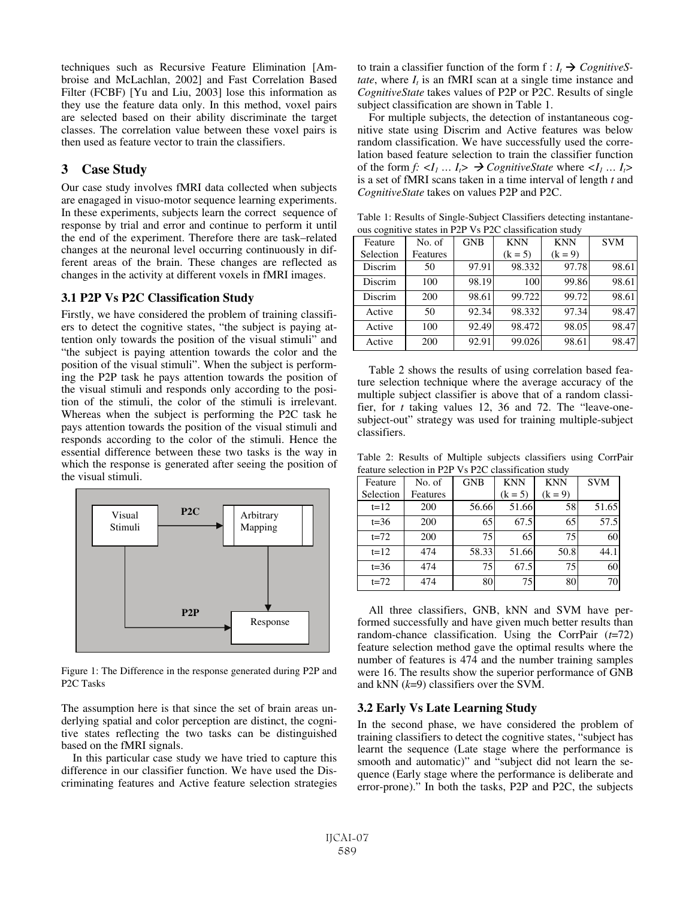techniques such as Recursive Feature Elimination [Ambroise and McLachlan, 2002] and Fast Correlation Based Filter (FCBF) [Yu and Liu, 2003] lose this information as they use the feature data only. In this method, voxel pairs are selected based on their ability discriminate the target classes. The correlation value between these voxel pairs is then used as feature vector to train the classifiers.

## 3 Case Study

Our case study involves fMRI data collected when subjects are enagaged in visuo-motor sequence learning experiments. In these experiments, subjects learn the correct sequence of response by trial and error and continue to perform it until the end of the experiment. Therefore there are task–related changes at the neuronal level occurring continuously in different areas of the brain. These changes are reflected as changes in the activity at different voxels in fMRI images.

### 3.1 P2P Vs P2C Classification Study

Firstly, we have considered the problem of training classifiers to detect the cognitive states, "the subject is paying attention only towards the position of the visual stimuli" and "the subject is paying attention towards the color and the position of the visual stimuli". When the subject is performing the P2P task he pays attention towards the position of the visual stimuli and responds only according to the position of the stimuli, the color of the stimuli is irrelevant. Whereas when the subject is performing the P2C task he pays attention towards the position of the visual stimuli and responds according to the color of the stimuli. Hence the essential difference between these two tasks is the way in which the response is generated after seeing the position of the visual stimuli.

Figure 1: The Difference in the response generated during P2P and P2C Tasks

The assumption here is that since the set of brain areas underlying spatial and color perception are distinct, the cognitive states reflecting the two tasks can be distinguished based on the fMRI signals.

In this particular case study we have tried to capture this difference in our classifier function. We have used the Discriminating features and Active feature selection strategies to train a classifier function of the form f : $I_t \rightarrow$ *CognitiveState*, where $I_t$ is an fMRI scan at a single time instance and *CognitiveState* takes values of P2P or P2C. Results of single subject classification are shown in Table 1.

For multiple subjects, the detection of instantaneous cognitive state using Discrim and Active features was below random classification. We have successfully used the correlation based feature selection to train the classifier function of the form *f:* $<I_1 \ldots I_t> \rightarrow$ *CognitiveState* where $<I_1 \ldots I_t>$ is a set of fMRI scans taken in a time interval of length *t* and *CognitiveState* takes on values P2P and P2C.

Table 1: Results of Single-Subject Classifiers detecting instantaneous cognitive states in P2P Vs P2C classification study

| Feature Selection | No. of Features | GNB | KNN (k = 5) | KNN (k = 9) | SVM |
|---|---|---|---|---|---|
| Discrim | 50 | 97.91 | 98.332 | 97.78 | 98.61 |
| Discrim | 100 | 98.19 | 100 | 99.86 | 98.61 |
| Discrim | 200 | 98.61 | 99.722 | 99.72 | 98.61 |
| Active | 50 | 92.34 | 98.332 | 97.34 | 98.47 |
| Active | 100 | 92.49 | 98.472 | 98.05 | 98.47 |
| Active | 200 | 92.91 | 99.026 | 98.61 | 98.47 |

Table 2 shows the results of using correlation based feature selection technique where the average accuracy of the multiple subject classifier is above that of a random classifier, for *t* taking values 12, 36 and 72. The "leave-one-subject-out" strategy was used for training multiple-subject classifiers.

Table 2: Results of Multiple subjects classifiers using CorrPair feature selection in P2P Vs P2C classification study

| Feature Selection | No. of Features | GNB | KNN (k = 5) | KNN (k = 9) | SVM |
|---|---|---|---|---|---|
| t=12 | 200 | 56.66 | 51.66 | 58 | 51.65 |
| t=36 | 200 | 65 | 67.5 | 65 | 57.5 |
| t=72 | 200 | 75 | 65 | 75 | 60 |
| t=12 | 474 | 58.33 | 51.66 | 50.8 | 44.1 |
| t=36 | 474 | 75 | 67.5 | 75 | 60 |
| t=72 | 474 | 80 | 75 | 80 | 70 |

All three classifiers, GNB, kNN and SVM have performed successfully and have given much better results than random-chance classification. Using the CorrPair (*t*=72) feature selection method gave the optimal results where the number of features is 474 and the number training samples were 16. The results show the superior performance of GNB and kNN (*k*=9) classifiers over the SVM.

### 3.2 Early Vs Late Learning Study

In the second phase, we have considered the problem of training classifiers to detect the cognitive states, "subject has learnt the sequence (Late stage where the performance is smooth and automatic)" and "subject did not learn the sequence (Early stage where the performance is deliberate and error-prone)." In both the tasks, P2P and P2C, the subjects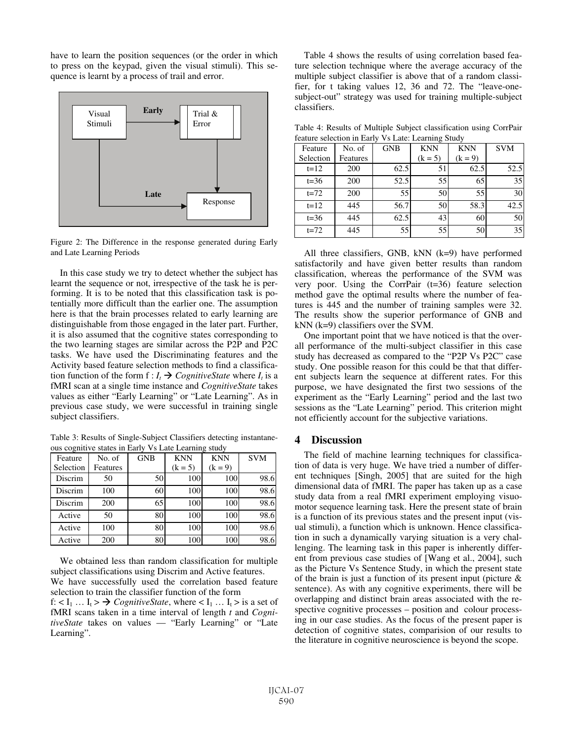have to learn the position sequences (or the order in which to press on the keypad, given the visual stimuli). This sequence is learnt by a process of trail and error.

Figure 2: The Difference in the response generated during Early and Late Learning Periods

In this case study we try to detect whether the subject has learnt the sequence or not, irrespective of the task he is performing. It is to be noted that this classification task is potentially more difficult than the earlier one. The assumption here is that the brain processes related to early learning are distinguishable from those engaged in the later part. Further, it is also assumed that the cognitive states corresponding to the two learning stages are similar across the P2P and P2C tasks. We have used the Discriminating features and the Activity based feature selection methods to find a classification function of the form f : $I_t \rightarrow$ *CognitiveState* where $I_t$ is a fMRI scan at a single time instance and *CognitiveState* takes values as either "Early Learning" or "Late Learning". As in previous case study, we were successful in training single subject classifiers.

Table 3: Results of Single-Subject Classifiers detecting instantaneous cognitive states in Early Vs Late Learning study

| Feature Selection | No. of Features | GNB | KNN (k = 5) | KNN (k = 9) | SVM |
|---|---|---|---|---|---|
| Discrim | 50 | 50 | 100 | 100 | 98.6 |
| Discrim | 100 | 60 | 100 | 100 | 98.6 |
| Discrim | 200 | 65 | 100 | 100 | 98.6 |
| Active | 50 | 80 | 100 | 100 | 98.6 |
| Active | 100 | 80 | 100 | 100 | 98.6 |
| Active | 200 | 80 | 100 | 100 | 98.6 |

We obtained less than random classification for multiple subject classifications using Discrim and Active features.
We have successfully used the correlation based feature selection to train the classifier function of the form
f: $< I_1 \ldots I_t > \rightarrow$ *CognitiveState*, where $< I_1 \ldots I_t >$ is a set of fMRI scans taken in a time interval of length *t* and *CognitiveState* takes on values — "Early Learning" or "Late Learning".

Table 4 shows the results of using correlation based feature selection technique where the average accuracy of the multiple subject classifier is above that of a random classifier, for t taking values 12, 36 and 72. The "leave-one-subject-out" strategy was used for training multiple-subject classifiers.

Table 4: Results of Multiple Subject classification using CorrPair feature selection in Early Vs Late: Learning Study

| Feature Selection | No. of Features | GNB | KNN (k = 5) | KNN (k = 9) | SVM |
|---|---|---|---|---|---|
| t=12 | 200 | 62.5 | 51 | 62.5 | 52.5 |
| t=36 | 200 | 52.5 | 55 | 65 | 35 |
| t=72 | 200 | 55 | 50 | 55 | 30 |
| t=12 | 445 | 56.7 | 50 | 58.3 | 42.5 |
| t=36 | 445 | 62.5 | 43 | 60 | 50 |
| t=72 | 445 | 55 | 55 | 50 | 35 |

All three classifiers, GNB, kNN (k=9) have performed satisfactorily and have given better results than random classification, whereas the performance of the SVM was very poor. Using the CorrPair (t=36) feature selection method gave the optimal results where the number of features is 445 and the number of training samples were 32. The results show the superior performance of GNB and kNN (k=9) classifiers over the SVM.

One important point that we have noticed is that the overall performance of the multi-subject classifier in this case study has decreased as compared to the "P2P Vs P2C" case study. One possible reason for this could be that that different subjects learn the sequence at different rates. For this purpose, we have designated the first two sessions of the experiment as the "Early Learning" period and the last two sessions as the "Late Learning" period. This criterion might not efficiently account for the subjective variations.

## 4 Discussion

The field of machine learning techniques for classification of data is very huge. We have tried a number of different techniques [Singh, 2005] that are suited for the high dimensional data of fMRI. The paper has taken up as a case study data from a real fMRI experiment employing visuomotor sequence learning task. Here the present state of brain is a function of its previous states and the present input (visual stimuli), a function which is unknown. Hence classification in such a dynamically varying situation is a very challenging. The learning task in this paper is inherently different from previous case studies of [Wang et al., 2004], such as the Picture Vs Sentence Study, in which the present state of the brain is just a function of its present input (picture & sentence). As with any cognitive experiments, there will be overlapping and distinct brain areas associated with the respective cognitive processes – position and colour processing in our case studies. As the focus of the present paper is detection of cognitive states, comparision of our results to the literature in cognitive neuroscience is beyond the scope.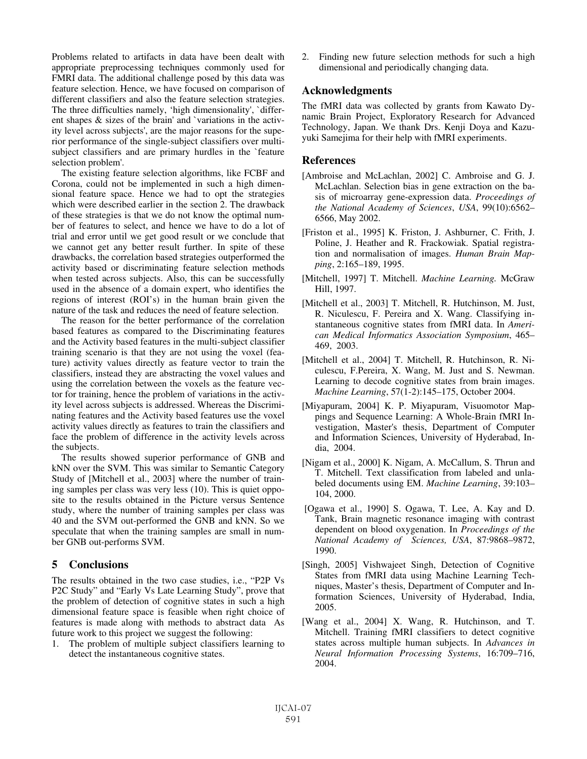Problems related to artifacts in data have been dealt with appropriate preprocessing techniques commonly used for FMRI data. The additional challenge posed by this data was feature selection. Hence, we have focused on comparison of different classifiers and also the feature selection strategies. The three difficulties namely, 'high dimensionality', `different shapes & sizes of the brain' and `variations in the activity level across subjects', are the major reasons for the superior performance of the single-subject classifiers over multi-subject classifiers and are primary hurdles in the `feature selection problem'.

The existing feature selection algorithms, like FCBF and Corona, could not be implemented in such a high dimensional feature space. Hence we had to opt the strategies which were described earlier in the section 2. The drawback of these strategies is that we do not know the optimal number of features to select, and hence we have to do a lot of trial and error until we get good result or we conclude that we cannot get any better result further. In spite of these drawbacks, the correlation based strategies outperformed the activity based or discriminating feature selection methods when tested across subjects. Also, this can be successfully used in the absence of a domain expert, who identifies the regions of interest (ROI's) in the human brain given the nature of the task and reduces the need of feature selection.

The reason for the better performance of the correlation based features as compared to the Discriminating features and the Activity based features in the multi-subject classifier training scenario is that they are not using the voxel (feature) activity values directly as feature vector to train the classifiers, instead they are abstracting the voxel values and using the correlation between the voxels as the feature vector for training, hence the problem of variations in the activity level across subjects is addressed. Whereas the Discriminating features and the Activity based features use the voxel activity values directly as features to train the classifiers and face the problem of difference in the activity levels across the subjects.

The results showed superior performance of GNB and kNN over the SVM. This was similar to Semantic Category Study of [Mitchell et al., 2003] where the number of training samples per class was very less (10). This is quiet opposite to the results obtained in the Picture versus Sentence study, where the number of training samples per class was 40 and the SVM out-performed the GNB and kNN. So we speculate that when the training samples are small in number GNB out-performs SVM.

## 5 Conclusions

The results obtained in the two case studies, i.e., "P2P Vs P2C Study" and "Early Vs Late Learning Study", prove that the problem of detection of cognitive states in such a high dimensional feature space is feasible when right choice of features is made along with methods to abstract data As future work to this project we suggest the following:

1. The problem of multiple subject classifiers learning to detect the instantaneous cognitive states.
2. Finding new future selection methods for such a high dimensional and periodically changing data.

## Acknowledgments

The fMRI data was collected by grants from Kawato Dynamic Brain Project, Exploratory Research for Advanced Technology, Japan. We thank Drs. Kenji Doya and Kazuyuki Samejima for their help with fMRI experiments.

## References

[Ambroise and McLachlan, 2002] C. Ambroise and G. J. McLachlan. Selection bias in gene extraction on the basis of microarray gene-expression data. *Proceedings of the National Academy of Sciences*, *USA*, 99(10):6562–6566, May 2002.

[Friston et al., 1995] K. Friston, J. Ashburner, C. Frith, J. Poline, J. Heather and R. Frackowiak. Spatial registration and normalisation of images. *Human Brain Mapping*, 2:165–189, 1995.

[Mitchell, 1997] T. Mitchell. *Machine Learning.* McGraw Hill, 1997.

[Mitchell et al., 2003] T. Mitchell, R. Hutchinson, M. Just, R. Niculescu, F. Pereira and X. Wang. Classifying instantaneous cognitive states from fMRI data. In *American Medical Informatics Association Symposium*, 465–469, 2003.

[Mitchell et al., 2004] T. Mitchell, R. Hutchinson, R. Niculescu, F.Pereira, X. Wang, M. Just and S. Newman. Learning to decode cognitive states from brain images. *Machine Learning*, 57(1-2):145–175, October 2004.

[Miyapuram, 2004] K. P. Miyapuram, Visuomotor Mappings and Sequence Learning: A Whole-Brain fMRI Investigation, Master's thesis, Department of Computer and Information Sciences, University of Hyderabad, India, 2004.

[Nigam et al., 2000] K. Nigam, A. McCallum, S. Thrun and T. Mitchell. Text classification from labeled and unlabeled documents using EM. *Machine Learning*, 39:103–104, 2000.

[Ogawa et al., 1990] S. Ogawa, T. Lee, A. Kay and D. Tank, Brain magnetic resonance imaging with contrast dependent on blood oxygenation. In *Proceedings of the National Academy of Sciences, USA*, 87:9868–9872, 1990.

[Singh, 2005] Vishwajeet Singh, Detection of Cognitive States from fMRI data using Machine Learning Techniques, Master's thesis, Department of Computer and Information Sciences, University of Hyderabad, India, 2005.

[Wang et al., 2004] X. Wang, R. Hutchinson, and T. Mitchell. Training fMRI classifiers to detect cognitive states across multiple human subjects. In *Advances in Neural Information Processing Systems*, 16:709–716, 2004.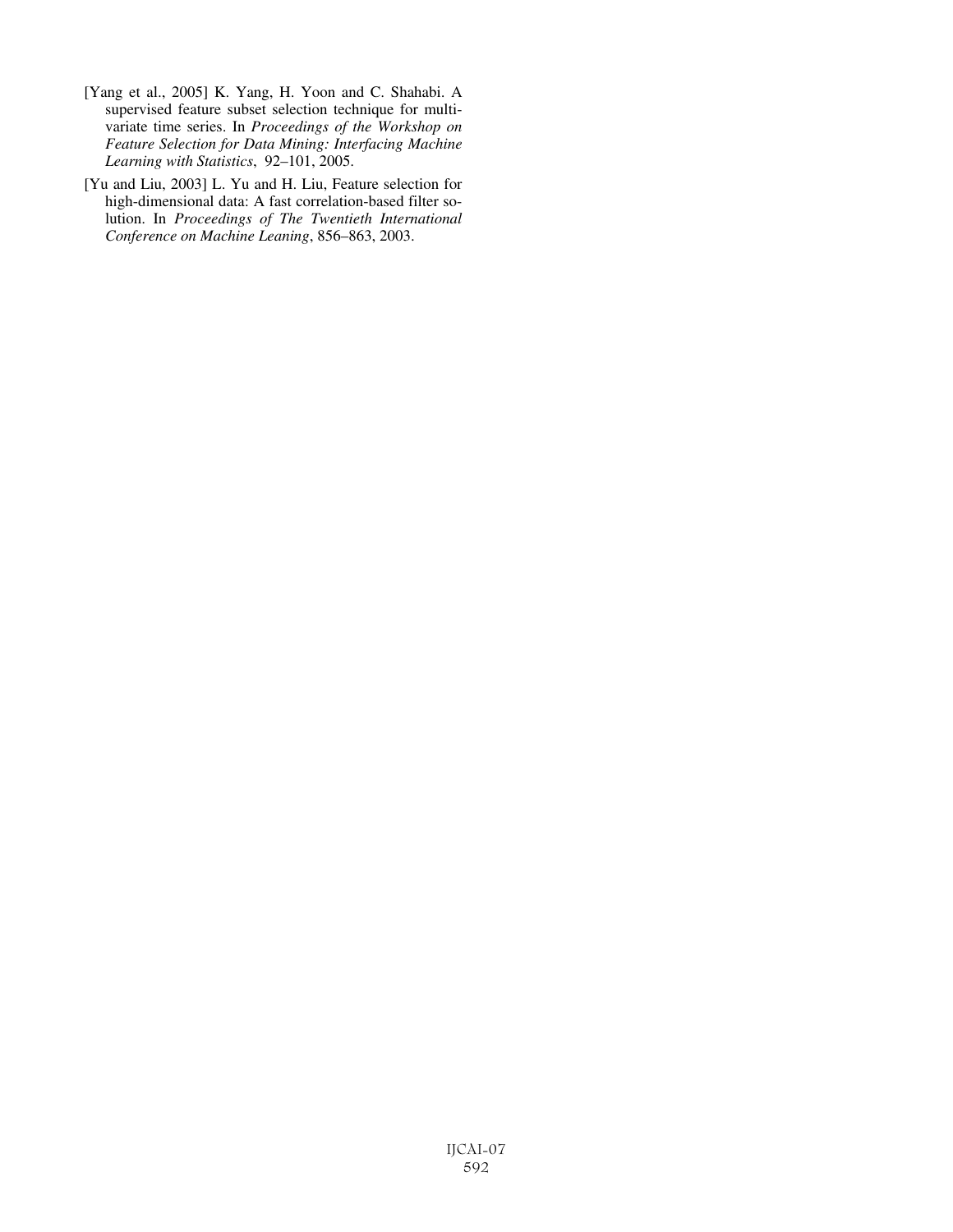[Yang et al., 2005] K. Yang, H. Yoon and C. Shahabi. A supervised feature subset selection technique for multivariate time series. In *Proceedings of the Workshop on Feature Selection for Data Mining: Interfacing Machine Learning with Statistics*, 92–101, 2005.

[Yu and Liu, 2003] L. Yu and H. Liu, Feature selection for high-dimensional data: A fast correlation-based filter solution. In *Proceedings of The Twentieth International Conference on Machine Leaning*, 856–863, 2003.